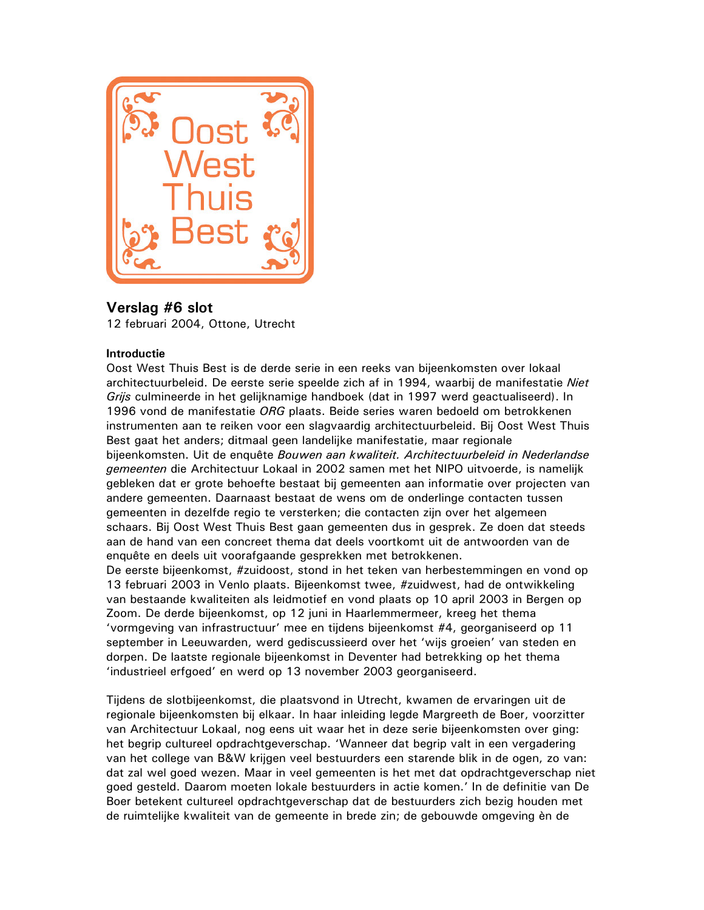Oost West Thuis Best

## Verslag #6 slot

12 februari 2004, Ottone, Utrecht

### Introductie

Oost West Thuis Best is de derde serie in een reeks van bijeenkomsten over lokaal architectuurbeleid. De eerste serie speelde zich af in 1994, waarbij de manifestatie *Niet Grijs* culmineerde in het gelijknamige handboek (dat in 1997 werd geactualiseerd). In 1996 vond de manifestatie *ORG* plaats. Beide series waren bedoeld om betrokkenen instrumenten aan te reiken voor een slagvaardig architectuurbeleid. Bij Oost West Thuis Best gaat het anders; ditmaal geen landelijke manifestatie, maar regionale bijeenkomsten. Uit de enquête *Bouwen aan kwaliteit. Architectuurbeleid in Nederlandse gemeenten* die Architectuur Lokaal in 2002 samen met het NIPO uitvoerde, is namelijk gebleken dat er grote behoefte bestaat bij gemeenten aan informatie over projecten van andere gemeenten. Daarnaast bestaat de wens om de onderlinge contacten tussen gemeenten in dezelfde regio te versterken; die contacten zijn over het algemeen schaars. Bij Oost West Thuis Best gaan gemeenten dus in gesprek. Ze doen dat steeds aan de hand van een concreet thema dat deels voortkomt uit de antwoorden van de enquête en deels uit voorafgaande gesprekken met betrokkenen.
De eerste bijeenkomst, #zuidoost, stond in het teken van herbestemmingen en vond op 13 februari 2003 in Venlo plaats. Bijeenkomst twee, #zuidwest, had de ontwikkeling van bestaande kwaliteiten als leidmotief en vond plaats op 10 april 2003 in Bergen op Zoom. De derde bijeenkomst, op 12 juni in Haarlemmermeer, kreeg het thema 'vormgeving van infrastructuur' mee en tijdens bijeenkomst #4, georganiseerd op 11 september in Leeuwarden, werd gediscussieerd over het 'wijs groeien' van steden en dorpen. De laatste regionale bijeenkomst in Deventer had betrekking op het thema 'industrieel erfgoed' en werd op 13 november 2003 georganiseerd.

Tijdens de slotbijeenkomst, die plaatsvond in Utrecht, kwamen de ervaringen uit de regionale bijeenkomsten bij elkaar. In haar inleiding legde Margreeth de Boer, voorzitter van Architectuur Lokaal, nog eens uit waar het in deze serie bijeenkomsten over ging: het begrip cultureel opdrachtgeverschap. 'Wanneer dat begrip valt in een vergadering van het college van B&W krijgen veel bestuurders een starende blik in de ogen, zo van: dat zal wel goed wezen. Maar in veel gemeenten is het met dat opdrachtgeverschap niet goed gesteld. Daarom moeten lokale bestuurders in actie komen.' In de definitie van De Boer betekent cultureel opdrachtgeverschap dat de bestuurders zich bezig houden met de ruimtelijke kwaliteit van de gemeente in brede zin; de gebouwde omgeving èn de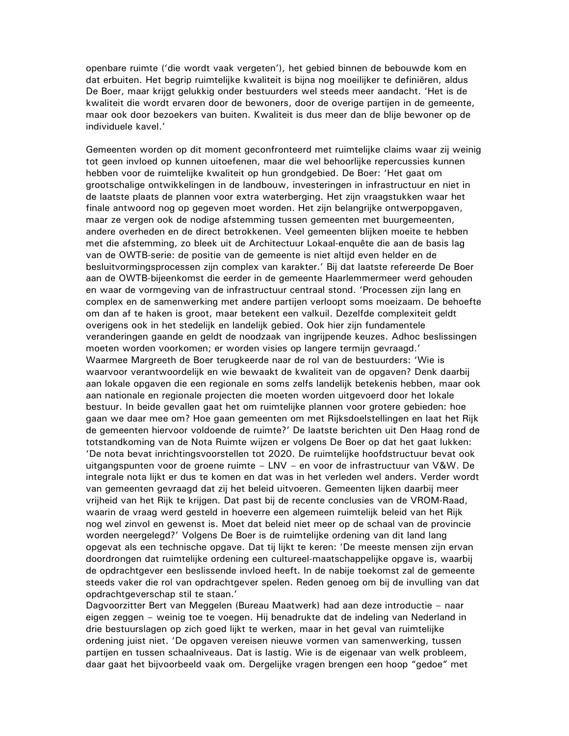openbare ruimte ('die wordt vaak vergeten'), het gebied binnen de bebouwde kom en dat erbuiten. Het begrip ruimtelijke kwaliteit is bijna nog moeilijker te definiëren, aldus De Boer, maar krijgt gelukkig onder bestuurders wel steeds meer aandacht. 'Het is de kwaliteit die wordt ervaren door de bewoners, door de overige partijen in de gemeente, maar ook door bezoekers van buiten. Kwaliteit is dus meer dan de blije bewoner op de individuele kavel.'

Gemeenten worden op dit moment geconfronteerd met ruimtelijke claims waar zij weinig tot geen invloed op kunnen uitoefenen, maar die wel behoorlijke repercussies kunnen hebben voor de ruimtelijke kwaliteit op hun grondgebied. De Boer: 'Het gaat om grootschalige ontwikkelingen in de landbouw, investeringen in infrastructuur en niet in de laatste plaats de plannen voor extra waterberging. Het zijn vraagstukken waar het finale antwoord nog op gegeven moet worden. Het zijn belangrijke ontwerpopgaven, maar ze vergen ook de nodige afstemming tussen gemeenten met buurgemeenten, andere overheden en de direct betrokkenen. Veel gemeenten blijken moeite te hebben met die afstemming, zo bleek uit de Architectuur Lokaal-enquête die aan de basis lag van de OWTB-serie: de positie van de gemeente is niet altijd even helder en de besluitvormingsprocessen zijn complex van karakter.' Bij dat laatste refereerde De Boer aan de OWTB-bijeenkomst die eerder in de gemeente Haarlemmermeer werd gehouden en waar de vormgeving van de infrastructuur centraal stond. 'Processen zijn lang en complex en de samenwerking met andere partijen verloopt soms moeizaam. De behoefte om dan af te haken is groot, maar betekent een valkuil. Dezelfde complexiteit geldt overigens ook in het stedelijk en landelijk gebied. Ook hier zijn fundamentele veranderingen gaande en geldt de noodzaak van ingrijpende keuzes. Adhoc beslissingen moeten worden voorkomen; er worden visies op langere termijn gevraagd.'
Waarmee Margreeth de Boer terugkeerde naar de rol van de bestuurders: 'Wie is waarvoor verantwoordelijk en wie bewaakt de kwaliteit van de opgaven? Denk daarbij aan lokale opgaven die een regionale en soms zelfs landelijk betekenis hebben, maar ook aan nationale en regionale projecten die moeten worden uitgevoerd door het lokale bestuur. In beide gevallen gaat het om ruimtelijke plannen voor grotere gebieden: hoe gaan we daar mee om? Hoe gaan gemeenten om met Rijksdoelstellingen en laat het Rijk de gemeenten hiervoor voldoende de ruimte?' De laatste berichten uit Den Haag rond de totstandkoming van de Nota Ruimte wijzen er volgens De Boer op dat het gaat lukken: 'De nota bevat inrichtingsvoorstellen tot 2020. De ruimtelijke hoofdstructuur bevat ook uitgangspunten voor de groene ruimte – LNV – en voor de infrastructuur van V&W. De integrale nota lijkt er dus te komen en dat was in het verleden wel anders. Verder wordt van gemeenten gevraagd dat zij het beleid uitvoeren. Gemeenten lijken daarbij meer vrijheid van het Rijk te krijgen. Dat past bij de recente conclusies van de VROM-Raad, waarin de vraag werd gesteld in hoeverre een algemeen ruimtelijk beleid van het Rijk nog wel zinvol en gewenst is. Moet dat beleid niet meer op de schaal van de provincie worden neergelegd?' Volgens De Boer is de ruimtelijke ordening van dit land lang opgevat als een technische opgave. Dat tij lijkt te keren: 'De meeste mensen zijn ervan doordrongen dat ruimtelijke ordening een cultureel-maatschappelijke opgave is, waarbij de opdrachtgever een beslissende invloed heeft. In de nabije toekomst zal de gemeente steeds vaker die rol van opdrachtgever spelen. Reden genoeg om bij de invulling van dat opdrachtgeverschap stil te staan.'
Dagvoorzitter Bert van Meggelen (Bureau Maatwerk) had aan deze introductie – naar eigen zeggen – weinig toe te voegen. Hij benadrukte dat de indeling van Nederland in drie bestuurslagen op zich goed lijkt te werken, maar in het geval van ruimtelijke ordening juist niet. 'De opgaven vereisen nieuwe vormen van samenwerking, tussen partijen en tussen schaalniveaus. Dat is lastig. Wie is de eigenaar van welk probleem, daar gaat het bijvoorbeeld vaak om. Dergelijke vragen brengen een hoop "gedoe" met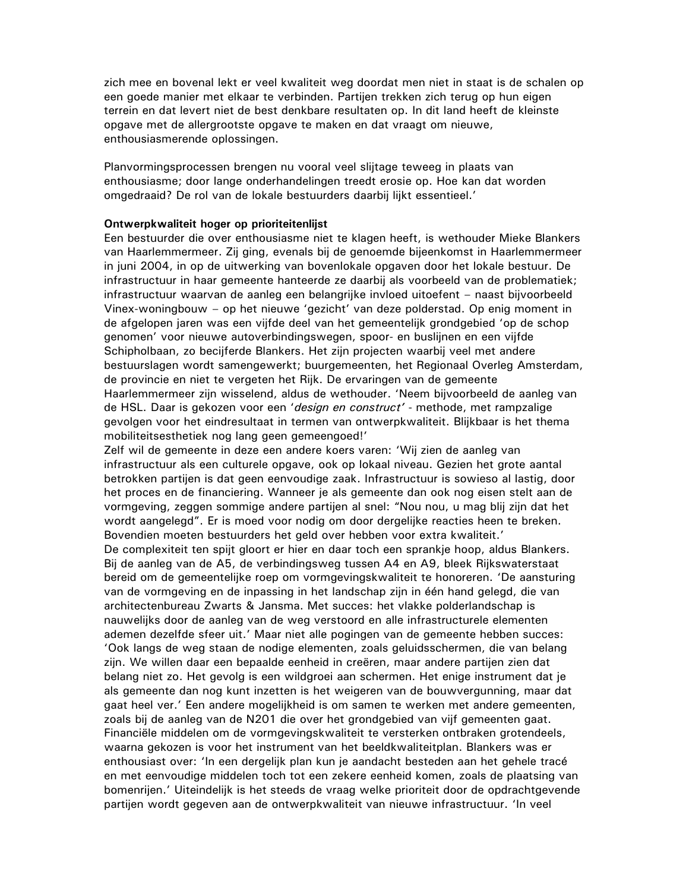zich mee en bovenal lekt er veel kwaliteit weg doordat men niet in staat is de schalen op een goede manier met elkaar te verbinden. Partijen trekken zich terug op hun eigen terrein en dat levert niet de best denkbare resultaten op. In dit land heeft de kleinste opgave met de allergrootste opgave te maken en dat vraagt om nieuwe, enthousiasmerende oplossingen.

Planvormingsprocessen brengen nu vooral veel slijtage teweeg in plaats van enthousiasme; door lange onderhandelingen treedt erosie op. Hoe kan dat worden omgedraaid? De rol van de lokale bestuurders daarbij lijkt essentieel.'

**Ontwerpkwaliteit hoger op prioriteitenlijst**

Een bestuurder die over enthousiasme niet te klagen heeft, is wethouder Mieke Blankers van Haarlemmermeer. Zij ging, evenals bij de genoemde bijeenkomst in Haarlemmermeer in juni 2004, in op de uitwerking van bovenlokale opgaven door het lokale bestuur. De infrastructuur in haar gemeente hanteerde ze daarbij als voorbeeld van de problematiek; infrastructuur waarvan de aanleg een belangrijke invloed uitoefent – naast bijvoorbeeld Vinex-woningbouw – op het nieuwe 'gezicht' van deze polderstad. Op enig moment in de afgelopen jaren was een vijfde deel van het gemeentelijk grondgebied 'op de schop genomen' voor nieuwe autoverbindingswegen, spoor- en buslijnen en een vijfde Schipholbaan, zo becijferde Blankers. Het zijn projecten waarbij veel met andere bestuurslagen wordt samengewerkt; buurgemeenten, het Regionaal Overleg Amsterdam, de provincie en niet te vergeten het Rijk. De ervaringen van de gemeente Haarlemmermeer zijn wisselend, aldus de wethouder. 'Neem bijvoorbeeld de aanleg van de HSL. Daar is gekozen voor een '*design en construct*' - methode, met rampzalige gevolgen voor het eindresultaat in termen van ontwerpkwaliteit. Blijkbaar is het thema mobiliteitsesthetiek nog lang geen gemeengoed!'

Zelf wil de gemeente in deze een andere koers varen: 'Wij zien de aanleg van infrastructuur als een culturele opgave, ook op lokaal niveau. Gezien het grote aantal betrokken partijen is dat geen eenvoudige zaak. Infrastructuur is sowieso al lastig, door het proces en de financiering. Wanneer je als gemeente dan ook nog eisen stelt aan de vormgeving, zeggen sommige andere partijen al snel: "Nou nou, u mag blij zijn dat het wordt aangelegd". Er is moed voor nodig om door dergelijke reacties heen te breken. Bovendien moeten bestuurders het geld over hebben voor extra kwaliteit.'

De complexiteit ten spijt gloort er hier en daar toch een sprankje hoop, aldus Blankers. Bij de aanleg van de A5, de verbindingsweg tussen A4 en A9, bleek Rijkswaterstaat bereid om de gemeentelijke roep om vormgevingskwaliteit te honoreren. 'De aansturing van de vormgeving en de inpassing in het landschap zijn in één hand gelegd, die van architectenbureau Zwarts & Jansma. Met succes: het vlakke polderlandschap is nauwelijks door de aanleg van de weg verstoord en alle infrastructurele elementen ademen dezelfde sfeer uit.' Maar niet alle pogingen van de gemeente hebben succes: 'Ook langs de weg staan de nodige elementen, zoals geluidsschermen, die van belang zijn. We willen daar een bepaalde eenheid in creëren, maar andere partijen zien dat belang niet zo. Het gevolg is een wildgroei aan schermen. Het enige instrument dat je als gemeente dan nog kunt inzetten is het weigeren van de bouwvergunning, maar dat gaat heel ver.' Een andere mogelijkheid is om samen te werken met andere gemeenten, zoals bij de aanleg van de N201 die over het grondgebied van vijf gemeenten gaat. Financiële middelen om de vormgevingskwaliteit te versterken ontbraken grotendeels, waarna gekozen is voor het instrument van het beeldkwaliteitplan. Blankers was er enthousiast over: 'In een dergelijk plan kun je aandacht besteden aan het gehele tracé en met eenvoudige middelen toch tot een zekere eenheid komen, zoals de plaatsing van bomenrijen.' Uiteindelijk is het steeds de vraag welke prioriteit door de opdrachtgevende partijen wordt gegeven aan de ontwerpkwaliteit van nieuwe infrastructuur. 'In veel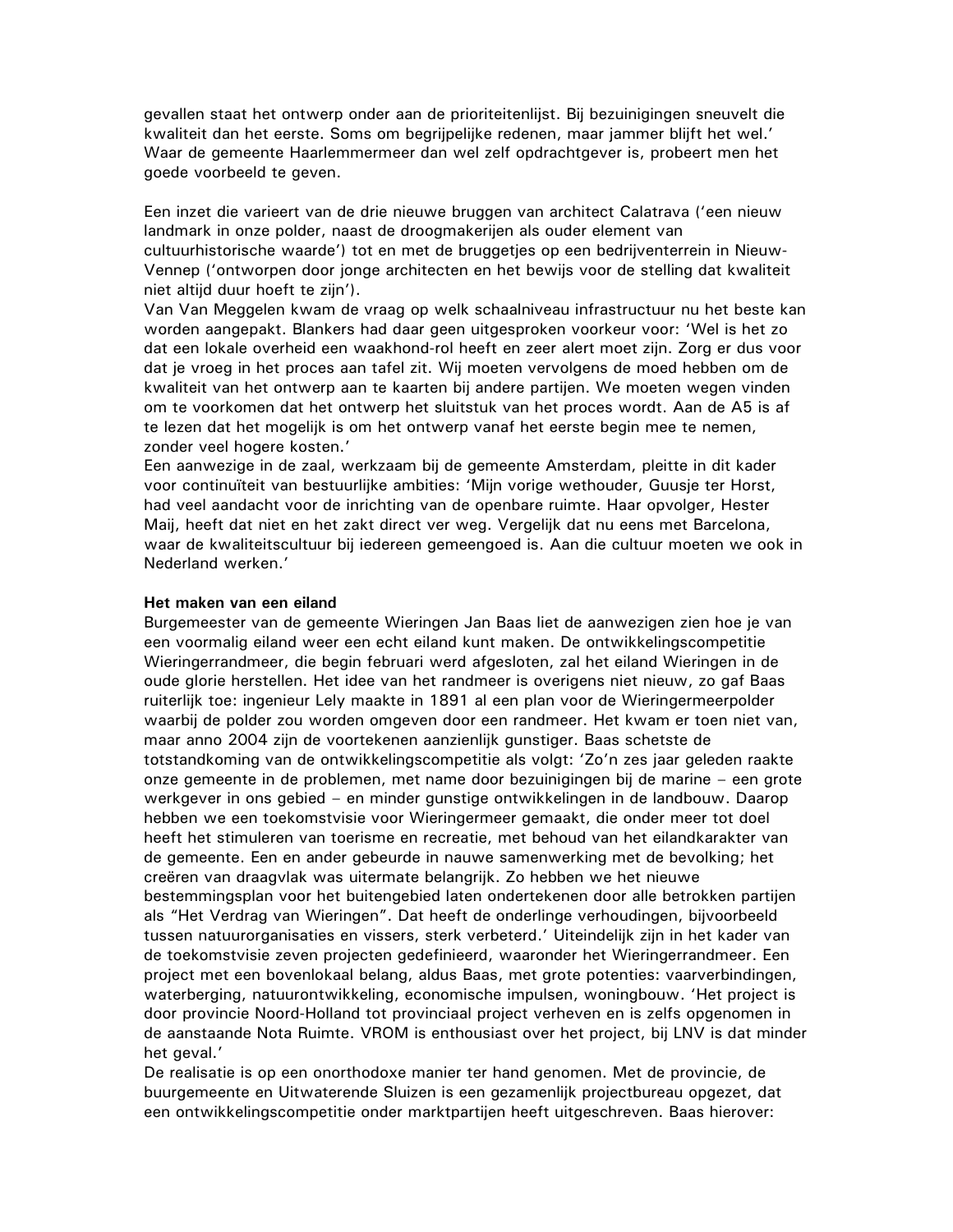gevallen staat het ontwerp onder aan de prioriteitenlijst. Bij bezuinigingen sneuvelt die kwaliteit dan het eerste. Soms om begrijpelijke redenen, maar jammer blijft het wel.' Waar de gemeente Haarlemmermeer dan wel zelf opdrachtgever is, probeert men het goede voorbeeld te geven.

Een inzet die varieert van de drie nieuwe bruggen van architect Calatrava ('een nieuw landmark in onze polder, naast de droogmakerijen als ouder element van cultuurhistorische waarde') tot en met de bruggetjes op een bedrijventerrein in Nieuw-Vennep ('ontworpen door jonge architecten en het bewijs voor de stelling dat kwaliteit niet altijd duur hoeft te zijn').
Van Van Meggelen kwam de vraag op welk schaalniveau infrastructuur nu het beste kan worden aangepakt. Blankers had daar geen uitgesproken voorkeur voor: 'Wel is het zo dat een lokale overheid een waakhond-rol heeft en zeer alert moet zijn. Zorg er dus voor dat je vroeg in het proces aan tafel zit. Wij moeten vervolgens de moed hebben om de kwaliteit van het ontwerp aan te kaarten bij andere partijen. We moeten wegen vinden om te voorkomen dat het ontwerp het sluitstuk van het proces wordt. Aan de A5 is af te lezen dat het mogelijk is om het ontwerp vanaf het eerste begin mee te nemen, zonder veel hogere kosten.'
Een aanwezige in de zaal, werkzaam bij de gemeente Amsterdam, pleitte in dit kader voor continuïteit van bestuurlijke ambities: 'Mijn vorige wethouder, Guusje ter Horst, had veel aandacht voor de inrichting van de openbare ruimte. Haar opvolger, Hester Maij, heeft dat niet en het zakt direct ver weg. Vergelijk dat nu eens met Barcelona, waar de kwaliteitscultuur bij iedereen gemeengoed is. Aan die cultuur moeten we ook in Nederland werken.'

**Het maken van een eiland**
Burgemeester van de gemeente Wieringen Jan Baas liet de aanwezigen zien hoe je van een voormalig eiland weer een echt eiland kunt maken. De ontwikkelingscompetitie Wieringerrandmeer, die begin februari werd afgesloten, zal het eiland Wieringen in de oude glorie herstellen. Het idee van het randmeer is overigens niet nieuw, zo gaf Baas ruiterlijk toe: ingenieur Lely maakte in 1891 al een plan voor de Wieringermeerpolder waarbij de polder zou worden omgeven door een randmeer. Het kwam er toen niet van, maar anno 2004 zijn de voortekenen aanzienlijk gunstiger. Baas schetste de totstandkoming van de ontwikkelingscompetitie als volgt: 'Zo'n zes jaar geleden raakte onze gemeente in de problemen, met name door bezuinigingen bij de marine – een grote werkgever in ons gebied – en minder gunstige ontwikkelingen in de landbouw. Daarop hebben we een toekomstvisie voor Wieringermeer gemaakt, die onder meer tot doel heeft het stimuleren van toerisme en recreatie, met behoud van het eilandkarakter van de gemeente. Een en ander gebeurde in nauwe samenwerking met de bevolking; het creëren van draagvlak was uitermate belangrijk. Zo hebben we het nieuwe bestemmingsplan voor het buitengebied laten ondertekenen door alle betrokken partijen als "Het Verdrag van Wieringen". Dat heeft de onderlinge verhoudingen, bijvoorbeeld tussen natuurorganisaties en vissers, sterk verbeterd.' Uiteindelijk zijn in het kader van de toekomstvisie zeven projecten gedefinieerd, waaronder het Wieringerrandmeer. Een project met een bovenlokaal belang, aldus Baas, met grote potenties: vaarverbindingen, waterberging, natuurontwikkeling, economische impulsen, woningbouw. 'Het project is door provincie Noord-Holland tot provinciaal project verheven en is zelfs opgenomen in de aanstaande Nota Ruimte. VROM is enthousiast over het project, bij LNV is dat minder het geval.'
De realisatie is op een onorthodoxe manier ter hand genomen. Met de provincie, de buurgemeente en Uitwaterende Sluizen is een gezamenlijk projectbureau opgezet, dat een ontwikkelingscompetitie onder marktpartijen heeft uitgeschreven. Baas hierover: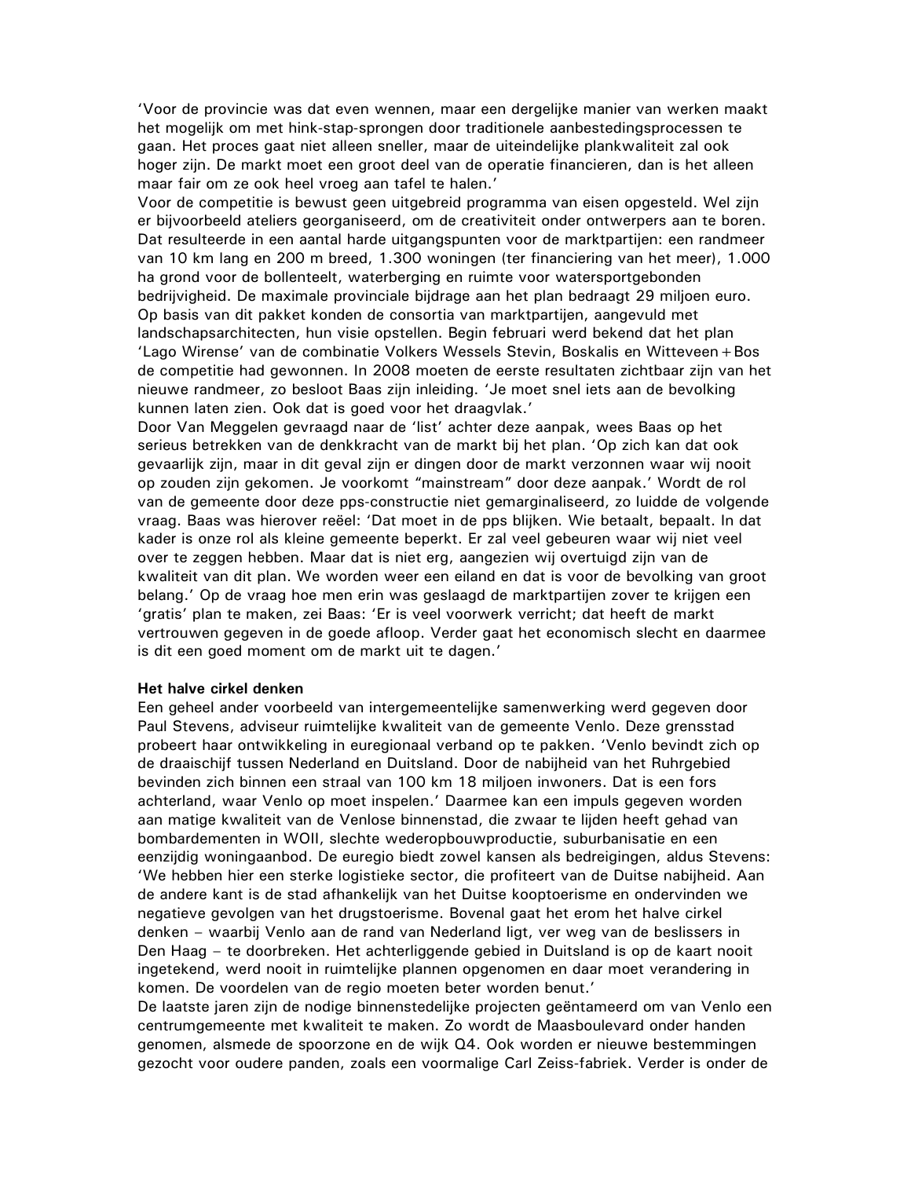'Voor de provincie was dat even wennen, maar een dergelijke manier van werken maakt het mogelijk om met hink-stap-sprongen door traditionele aanbestedingsprocessen te gaan. Het proces gaat niet alleen sneller, maar de uiteindelijke plankwaliteit zal ook hoger zijn. De markt moet een groot deel van de operatie financieren, dan is het alleen maar fair om ze ook heel vroeg aan tafel te halen.'

Voor de competitie is bewust geen uitgebreid programma van eisen opgesteld. Wel zijn er bijvoorbeeld ateliers georganiseerd, om de creativiteit onder ontwerpers aan te boren. Dat resulteerde in een aantal harde uitgangspunten voor de marktpartijen: een randmeer van 10 km lang en 200 m breed, 1.300 woningen (ter financiering van het meer), 1.000 ha grond voor de bollenteelt, waterberging en ruimte voor watersportgebonden bedrijvigheid. De maximale provinciale bijdrage aan het plan bedraagt 29 miljoen euro. Op basis van dit pakket konden de consortia van marktpartijen, aangevuld met landschapsarchitecten, hun visie opstellen. Begin februari werd bekend dat het plan 'Lago Wirense' van de combinatie Volkers Wessels Stevin, Boskalis en Witteveen+Bos de competitie had gewonnen. In 2008 moeten de eerste resultaten zichtbaar zijn van het nieuwe randmeer, zo besloot Baas zijn inleiding. 'Je moet snel iets aan de bevolking kunnen laten zien. Ook dat is goed voor het draagvlak.'

Door Van Meggelen gevraagd naar de 'list' achter deze aanpak, wees Baas op het serieus betrekken van de denkkracht van de markt bij het plan. 'Op zich kan dat ook gevaarlijk zijn, maar in dit geval zijn er dingen door de markt verzonnen waar wij nooit op zouden zijn gekomen. Je voorkomt "mainstream" door deze aanpak.' Wordt de rol van de gemeente door deze pps-constructie niet gemarginaliseerd, zo luidde de volgende vraag. Baas was hierover reëel: 'Dat moet in de pps blijken. Wie betaalt, bepaalt. In dat kader is onze rol als kleine gemeente beperkt. Er zal veel gebeuren waar wij niet veel over te zeggen hebben. Maar dat is niet erg, aangezien wij overtuigd zijn van de kwaliteit van dit plan. We worden weer een eiland en dat is voor de bevolking van groot belang.' Op de vraag hoe men erin was geslaagd de marktpartijen zover te krijgen een 'gratis' plan te maken, zei Baas: 'Er is veel voorwerk verricht; dat heeft de markt vertrouwen gegeven in de goede afloop. Verder gaat het economisch slecht en daarmee is dit een goed moment om de markt uit te dagen.'

**Het halve cirkel denken**

Een geheel ander voorbeeld van intergemeentelijke samenwerking werd gegeven door Paul Stevens, adviseur ruimtelijke kwaliteit van de gemeente Venlo. Deze grensstad probeert haar ontwikkeling in euregionaal verband op te pakken. 'Venlo bevindt zich op de draaischijf tussen Nederland en Duitsland. Door de nabijheid van het Ruhrgebied bevinden zich binnen een straal van 100 km 18 miljoen inwoners. Dat is een fors achterland, waar Venlo op moet inspelen.' Daarmee kan een impuls gegeven worden aan matige kwaliteit van de Venlose binnenstad, die zwaar te lijden heeft gehad van bombardementen in WOII, slechte wederopbouwproductie, suburbanisatie en een eenzijdig woningaanbod. De euregio biedt zowel kansen als bedreigingen, aldus Stevens: 'We hebben hier een sterke logistieke sector, die profiteert van de Duitse nabijheid. Aan de andere kant is de stad afhankelijk van het Duitse kooptoerisme en ondervinden we negatieve gevolgen van het drugstoerisme. Bovenal gaat het erom het halve cirkel denken – waarbij Venlo aan de rand van Nederland ligt, ver weg van de beslissers in Den Haag – te doorbreken. Het achterliggende gebied in Duitsland is op de kaart nooit ingetekend, werd nooit in ruimtelijke plannen opgenomen en daar moet verandering in komen. De voordelen van de regio moeten beter worden benut.'

De laatste jaren zijn de nodige binnenstedelijke projecten geëntameerd om van Venlo een centrumgemeente met kwaliteit te maken. Zo wordt de Maasboulevard onder handen genomen, alsmede de spoorzone en de wijk Q4. Ook worden er nieuwe bestemmingen gezocht voor oudere panden, zoals een voormalige Carl Zeiss-fabriek. Verder is onder de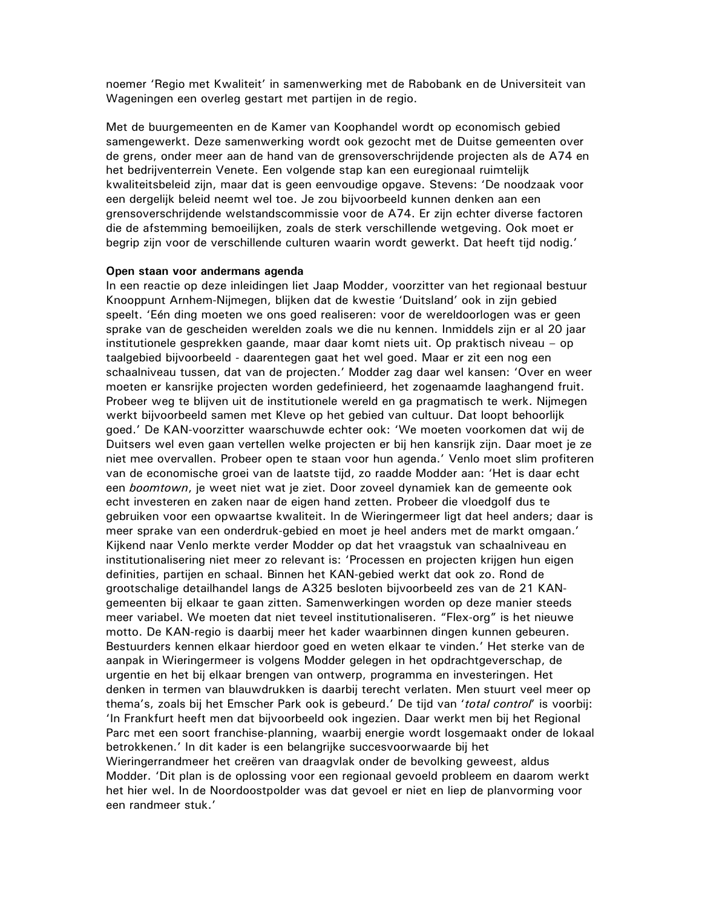noemer ‘Regio met Kwaliteit’ in samenwerking met de Rabobank en de Universiteit van Wageningen een overleg gestart met partijen in de regio.

Met de buurgemeenten en de Kamer van Koophandel wordt op economisch gebied samengewerkt. Deze samenwerking wordt ook gezocht met de Duitse gemeenten over de grens, onder meer aan de hand van de grensoverschrijdende projecten als de A74 en het bedrijventerrein Venete. Een volgende stap kan een euregionaal ruimtelijk kwaliteitsbeleid zijn, maar dat is geen eenvoudige opgave. Stevens: ‘De noodzaak voor een dergelijk beleid neemt wel toe. Je zou bijvoorbeeld kunnen denken aan een grensoverschrijdende welstandscommissie voor de A74. Er zijn echter diverse factoren die de afstemming bemoeilijken, zoals de sterk verschillende wetgeving. Ook moet er begrip zijn voor de verschillende culturen waarin wordt gewerkt. Dat heeft tijd nodig.’

**Open staan voor andermans agenda**

In een reactie op deze inleidingen liet Jaap Modder, voorzitter van het regionaal bestuur Knooppunt Arnhem-Nijmegen, blijken dat de kwestie ‘Duitsland’ ook in zijn gebied speelt. ‘Eén ding moeten we ons goed realiseren: voor de wereldoorlogen was er geen sprake van de gescheiden werelden zoals we die nu kennen. Inmiddels zijn er al 20 jaar institutionele gesprekken gaande, maar daar komt niets uit. Op praktisch niveau – op taalgebied bijvoorbeeld - daarentegen gaat het wel goed. Maar er zit een nog een schaalniveau tussen, dat van de projecten.’ Modder zag daar wel kansen: ‘Over en weer moeten er kansrijke projecten worden gedefinieerd, het zogenaamde laaghangend fruit. Probeer weg te blijven uit de institutionele wereld en ga pragmatisch te werk. Nijmegen werkt bijvoorbeeld samen met Kleve op het gebied van cultuur. Dat loopt behoorlijk goed.’ De KAN-voorzitter waarschuwde echter ook: ‘We moeten voorkomen dat wij de Duitsers wel even gaan vertellen welke projecten er bij hen kansrijk zijn. Daar moet je ze niet mee overvallen. Probeer open te staan voor hun agenda.’ Venlo moet slim profiteren van de economische groei van de laatste tijd, zo raadde Modder aan: ‘Het is daar echt een *boomtown*, je weet niet wat je ziet. Door zoveel dynamiek kan de gemeente ook echt investeren en zaken naar de eigen hand zetten. Probeer die vloedgolf dus te gebruiken voor een opwaartse kwaliteit. In de Wieringermeer ligt dat heel anders; daar is meer sprake van een onderdruk-gebied en moet je heel anders met de markt omgaan.’ Kijkend naar Venlo merkte verder Modder op dat het vraagstuk van schaalniveau en institutionalisering niet meer zo relevant is: ‘Processen en projecten krijgen hun eigen definities, partijen en schaal. Binnen het KAN-gebied werkt dat ook zo. Rond de grootschalige detailhandel langs de A325 besloten bijvoorbeeld zes van de 21 KAN-gemeenten bij elkaar te gaan zitten. Samenwerkingen worden op deze manier steeds meer variabel. We moeten dat niet teveel institutionaliseren. “Flex-org” is het nieuwe motto. De KAN-regio is daarbij meer het kader waarbinnen dingen kunnen gebeuren. Bestuurders kennen elkaar hierdoor goed en weten elkaar te vinden.’ Het sterke van de aanpak in Wieringermeer is volgens Modder gelegen in het opdrachtgeverschap, de urgentie en het bij elkaar brengen van ontwerp, programma en investeringen. Het denken in termen van blauwdrukken is daarbij terecht verlaten. Men stuurt veel meer op thema’s, zoals bij het Emscher Park ook is gebeurd.’ De tijd van ‘*total control*’ is voorbij: ‘In Frankfurt heeft men dat bijvoorbeeld ook ingezien. Daar werkt men bij het Regional Parc met een soort franchise-planning, waarbij energie wordt losgemaakt onder de lokaal betrokkenen.’ In dit kader is een belangrijke succesvoorwaarde bij het Wieringerrandmeer het creëren van draagvlak onder de bevolking geweest, aldus Modder. ‘Dit plan is de oplossing voor een regionaal gevoeld probleem en daarom werkt het hier wel. In de Noordoostpolder was dat gevoel er niet en liep de planvorming voor een randmeer stuk.’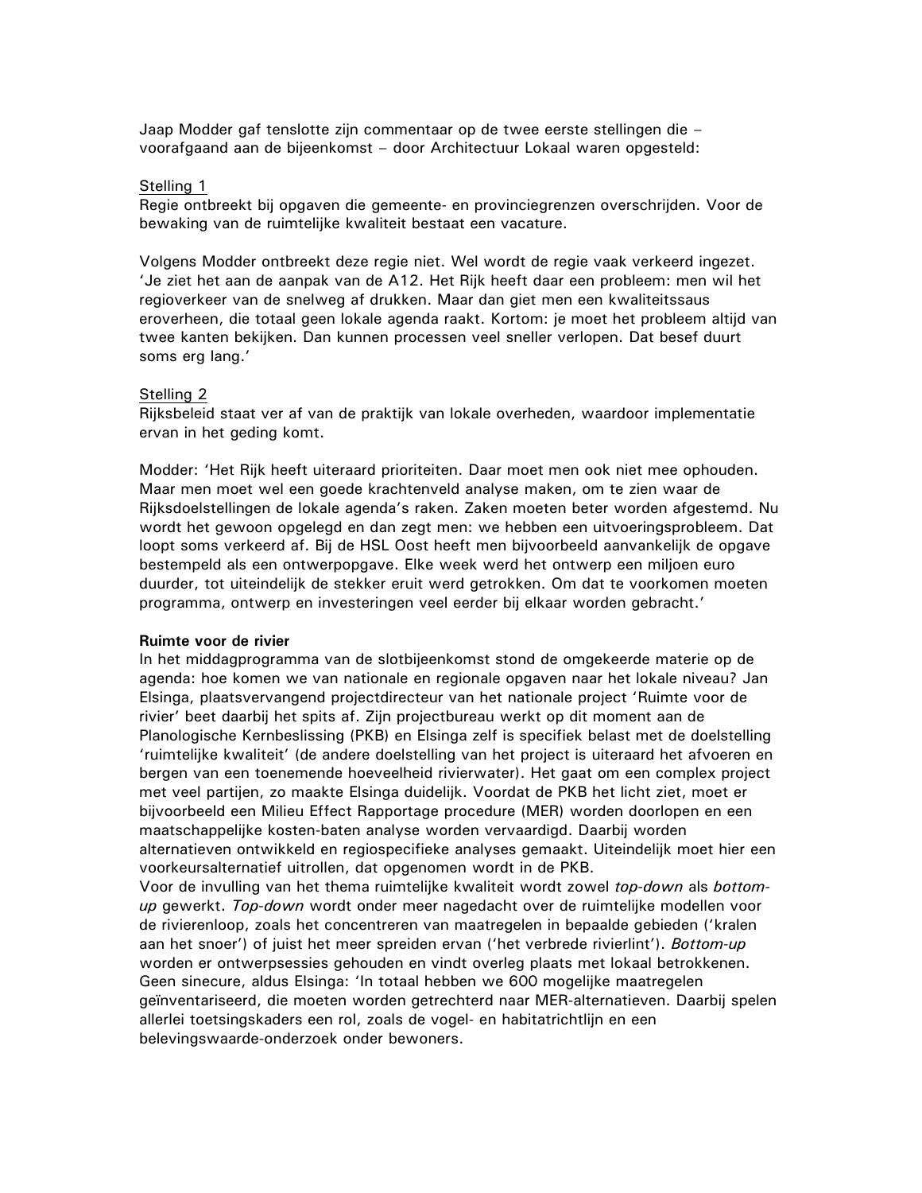Jaap Modder gaf tenslotte zijn commentaar op de twee eerste stellingen die – voorafgaand aan de bijeenkomst – door Architectuur Lokaal waren opgesteld:

Stelling 1
Regie ontbreekt bij opgaven die gemeente- en provinciegrenzen overschrijden. Voor de bewaking van de ruimtelijke kwaliteit bestaat een vacature.

Volgens Modder ontbreekt deze regie niet. Wel wordt de regie vaak verkeerd ingezet. 'Je ziet het aan de aanpak van de A12. Het Rijk heeft daar een probleem: men wil het regioverkeer van de snelweg af drukken. Maar dan giet men een kwaliteitssaus eroverheen, die totaal geen lokale agenda raakt. Kortom: je moet het probleem altijd van twee kanten bekijken. Dan kunnen processen veel sneller verlopen. Dat besef duurt soms erg lang.'

Stelling 2
Rijksbeleid staat ver af van de praktijk van lokale overheden, waardoor implementatie ervan in het geding komt.

Modder: 'Het Rijk heeft uiteraard prioriteiten. Daar moet men ook niet mee ophouden. Maar men moet wel een goede krachtenveld analyse maken, om te zien waar de Rijksdoelstellingen de lokale agenda's raken. Zaken moeten beter worden afgestemd. Nu wordt het gewoon opgelegd en dan zegt men: we hebben een uitvoeringsprobleem. Dat loopt soms verkeerd af. Bij de HSL Oost heeft men bijvoorbeeld aanvankelijk de opgave bestempeld als een ontwerpopgave. Elke week werd het ontwerp een miljoen euro duurder, tot uiteindelijk de stekker eruit werd getrokken. Om dat te voorkomen moeten programma, ontwerp en investeringen veel eerder bij elkaar worden gebracht.'

**Ruimte voor de rivier**
In het middagprogramma van de slotbijeenkomst stond de omgekeerde materie op de agenda: hoe komen we van nationale en regionale opgaven naar het lokale niveau? Jan Elsinga, plaatsvervangend projectdirecteur van het nationale project 'Ruimte voor de rivier' beet daarbij het spits af. Zijn projectbureau werkt op dit moment aan de Planologische Kernbeslissing (PKB) en Elsinga zelf is specifiek belast met de doelstelling 'ruimtelijke kwaliteit' (de andere doelstelling van het project is uiteraard het afvoeren en bergen van een toenemende hoeveelheid rivierwater). Het gaat om een complex project met veel partijen, zo maakte Elsinga duidelijk. Voordat de PKB het licht ziet, moet er bijvoorbeeld een Milieu Effect Rapportage procedure (MER) worden doorlopen en een maatschappelijke kosten-baten analyse worden vervaardigd. Daarbij worden alternatieven ontwikkeld en regiospecifieke analyses gemaakt. Uiteindelijk moet hier een voorkeursalternatief uitrollen, dat opgenomen wordt in de PKB.
Voor de invulling van het thema ruimtelijke kwaliteit wordt zowel *top-down* als *bottom-up* gewerkt. *Top-down* wordt onder meer nagedacht over de ruimtelijke modellen voor de rivierenloop, zoals het concentreren van maatregelen in bepaalde gebieden ('kralen aan het snoer') of juist het meer spreiden ervan ('het verbrede rivierlint'). *Bottom-up* worden er ontwerpsessies gehouden en vindt overleg plaats met lokaal betrokkenen. Geen sinecure, aldus Elsinga: 'In totaal hebben we 600 mogelijke maatregelen geïnventariseerd, die moeten worden getrechterd naar MER-alternatieven. Daarbij spelen allerlei toetsingskaders een rol, zoals de vogel- en habitatrichtlijn en een belevingswaarde-onderzoek onder bewoners.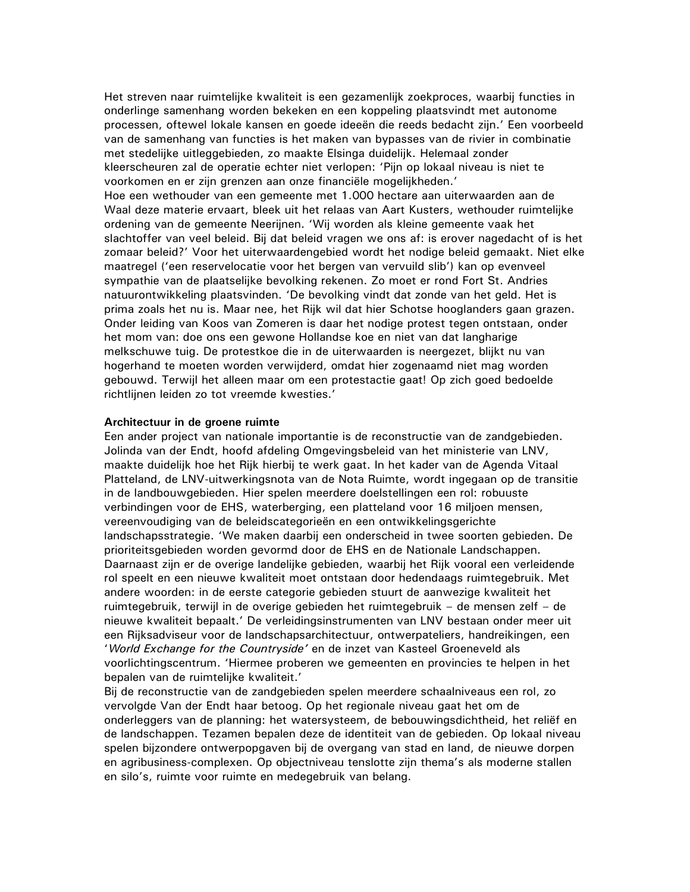Het streven naar ruimtelijke kwaliteit is een gezamenlijk zoekproces, waarbij functies in onderlinge samenhang worden bekeken en een koppeling plaatsvindt met autonome processen, oftewel lokale kansen en goede ideeën die reeds bedacht zijn.' Een voorbeeld van de samenhang van functies is het maken van bypasses van de rivier in combinatie met stedelijke uitleggebieden, zo maakte Elsinga duidelijk. Helemaal zonder kleerscheuren zal de operatie echter niet verlopen: 'Pijn op lokaal niveau is niet te voorkomen en er zijn grenzen aan onze financiële mogelijkheden.'

Hoe een wethouder van een gemeente met 1.000 hectare aan uiterwaarden aan de Waal deze materie ervaart, bleek uit het relaas van Aart Kusters, wethouder ruimtelijke ordening van de gemeente Neerijnen. 'Wij worden als kleine gemeente vaak het slachtoffer van veel beleid. Bij dat beleid vragen we ons af: is erover nagedacht of is het zomaar beleid?' Voor het uiterwaardengebied wordt het nodige beleid gemaakt. Niet elke maatregel ('een reservelocatie voor het bergen van vervuild slib') kan op evenveel sympathie van de plaatselijke bevolking rekenen. Zo moet er rond Fort St. Andries natuurontwikkeling plaatsvinden. 'De bevolking vindt dat zonde van het geld. Het is prima zoals het nu is. Maar nee, het Rijk wil dat hier Schotse hooglanders gaan grazen. Onder leiding van Koos van Zomeren is daar het nodige protest tegen ontstaan, onder het mom van: doe ons een gewone Hollandse koe en niet van dat langharige melkschuwe tuig. De protestkoe die in de uiterwaarden is neergezet, blijkt nu van hogerhand te moeten worden verwijderd, omdat hier zogenaamd niet mag worden gebouwd. Terwijl het alleen maar om een protestactie gaat! Op zich goed bedoelde richtlijnen leiden zo tot vreemde kwesties.'

**Architectuur in de groene ruimte**

Een ander project van nationale importantie is de reconstructie van de zandgebieden. Jolinda van der Endt, hoofd afdeling Omgevingsbeleid van het ministerie van LNV, maakte duidelijk hoe het Rijk hierbij te werk gaat. In het kader van de Agenda Vitaal Platteland, de LNV-uitwerkingsnota van de Nota Ruimte, wordt ingegaan op de transitie in de landbouwgebieden. Hier spelen meerdere doelstellingen een rol: robuuste verbindingen voor de EHS, waterberging, een platteland voor 16 miljoen mensen, vereenvoudiging van de beleidscategorieën en een ontwikkelingsgerichte landschapsstrategie. 'We maken daarbij een onderscheid in twee soorten gebieden. De prioriteitsgebieden worden gevormd door de EHS en de Nationale Landschappen. Daarnaast zijn er de overige landelijke gebieden, waarbij het Rijk vooral een verleidende rol speelt en een nieuwe kwaliteit moet ontstaan door hedendaags ruimtegebruik. Met andere woorden: in de eerste categorie gebieden stuurt de aanwezige kwaliteit het ruimtegebruik, terwijl in de overige gebieden het ruimtegebruik – de mensen zelf – de nieuwe kwaliteit bepaalt.' De verleidingsinstrumenten van LNV bestaan onder meer uit een Rijksadviseur voor de landschapsarchitectuur, ontwerpateliers, handreikingen, een '*World Exchange for the Countryside*' en de inzet van Kasteel Groeneveld als voorlichtingscentrum. 'Hiermee proberen we gemeenten en provincies te helpen in het bepalen van de ruimtelijke kwaliteit.'

Bij de reconstructie van de zandgebieden spelen meerdere schaalniveaus een rol, zo vervolgde Van der Endt haar betoog. Op het regionale niveau gaat het om de onderleggers van de planning: het watersysteem, de bebouwingsdichtheid, het reliëf en de landschappen. Tezamen bepalen deze de identiteit van de gebieden. Op lokaal niveau spelen bijzondere ontwerpopgaven bij de overgang van stad en land, de nieuwe dorpen en agribusiness-complexen. Op objectniveau tenslotte zijn thema's als moderne stallen en silo's, ruimte voor ruimte en medegebruik van belang.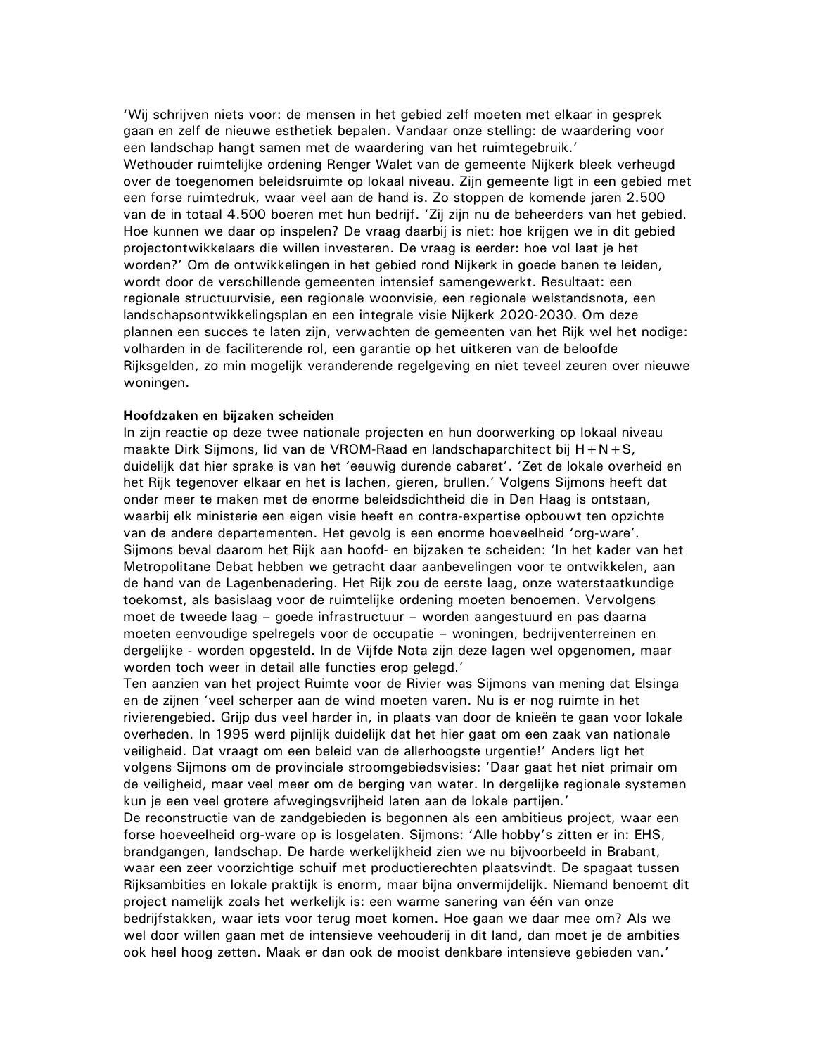‘Wij schrijven niets voor: de mensen in het gebied zelf moeten met elkaar in gesprek gaan en zelf de nieuwe esthetiek bepalen. Vandaar onze stelling: de waardering voor een landschap hangt samen met de waardering van het ruimtegebruik.’
Wethouder ruimtelijke ordening Renger Walet van de gemeente Nijkerk bleek verheugd over de toegenomen beleidsruimte op lokaal niveau. Zijn gemeente ligt in een gebied met een forse ruimtedruk, waar veel aan de hand is. Zo stoppen de komende jaren 2.500 van de in totaal 4.500 boeren met hun bedrijf. ‘Zij zijn nu de beheerders van het gebied. Hoe kunnen we daar op inspelen? De vraag daarbij is niet: hoe krijgen we in dit gebied projectontwikkelaars die willen investeren. De vraag is eerder: hoe vol laat je het worden?’ Om de ontwikkelingen in het gebied rond Nijkerk in goede banen te leiden, wordt door de verschillende gemeenten intensief samengewerkt. Resultaat: een regionale structuurvisie, een regionale woonvisie, een regionale welstandsnota, een landschapsontwikkelingsplan en een integrale visie Nijkerk 2020-2030. Om deze plannen een succes te laten zijn, verwachten de gemeenten van het Rijk wel het nodige: volharden in de faciliterende rol, een garantie op het uitkeren van de beloofde Rijksgelden, zo min mogelijk veranderende regelgeving en niet teveel zeuren over nieuwe woningen.

**Hoofdzaken en bijzaken scheiden**
In zijn reactie op deze twee nationale projecten en hun doorwerking op lokaal niveau maakte Dirk Sijmons, lid van de VROM-Raad en landschaparchitect bij H+N+S, duidelijk dat hier sprake is van het ‘eeuwig durende cabaret’. ‘Zet de lokale overheid en het Rijk tegenover elkaar en het is lachen, gieren, brullen.’ Volgens Sijmons heeft dat onder meer te maken met de enorme beleidsdichtheid die in Den Haag is ontstaan, waarbij elk ministerie een eigen visie heeft en contra-expertise opbouwt ten opzichte van de andere departementen. Het gevolg is een enorme hoeveelheid ‘org-ware’. Sijmons beval daarom het Rijk aan hoofd- en bijzaken te scheiden: ‘In het kader van het Metropolitane Debat hebben we getracht daar aanbevelingen voor te ontwikkelen, aan de hand van de Lagenbenadering. Het Rijk zou de eerste laag, onze waterstaatkundige toekomst, als basislaag voor de ruimtelijke ordening moeten benoemen. Vervolgens moet de tweede laag – goede infrastructuur – worden aangestuurd en pas daarna moeten eenvoudige spelregels voor de occupatie – woningen, bedrijventerreinen en dergelijke - worden opgesteld. In de Vijfde Nota zijn deze lagen wel opgenomen, maar worden toch weer in detail alle functies erop gelegd.’
Ten aanzien van het project Ruimte voor de Rivier was Sijmons van mening dat Elsinga en de zijnen ‘veel scherper aan de wind moeten varen. Nu is er nog ruimte in het rivierengebied. Grijp dus veel harder in, in plaats van door de knieën te gaan voor lokale overheden. In 1995 werd pijnlijk duidelijk dat het hier gaat om een zaak van nationale veiligheid. Dat vraagt om een beleid van de allerhoogste urgentie!’ Anders ligt het volgens Sijmons om de provinciale stroomgebiedsvisies: ‘Daar gaat het niet primair om de veiligheid, maar veel meer om de berging van water. In dergelijke regionale systemen kun je een veel grotere afwegingsvrijheid laten aan de lokale partijen.’
De reconstructie van de zandgebieden is begonnen als een ambitieus project, waar een forse hoeveelheid org-ware op is losgelaten. Sijmons: ‘Alle hobby’s zitten er in: EHS, brandgangen, landschap. De harde werkelijkheid zien we nu bijvoorbeeld in Brabant, waar een zeer voorzichtige schuif met productierechten plaatsvindt. De spagaat tussen Rijksambities en lokale praktijk is enorm, maar bijna onvermijdelijk. Niemand benoemt dit project namelijk zoals het werkelijk is: een warme sanering van één van onze bedrijfstakken, waar iets voor terug moet komen. Hoe gaan we daar mee om? Als we wel door willen gaan met de intensieve veehouderij in dit land, dan moet je de ambities ook heel hoog zetten. Maak er dan ook de mooist denkbare intensieve gebieden van.’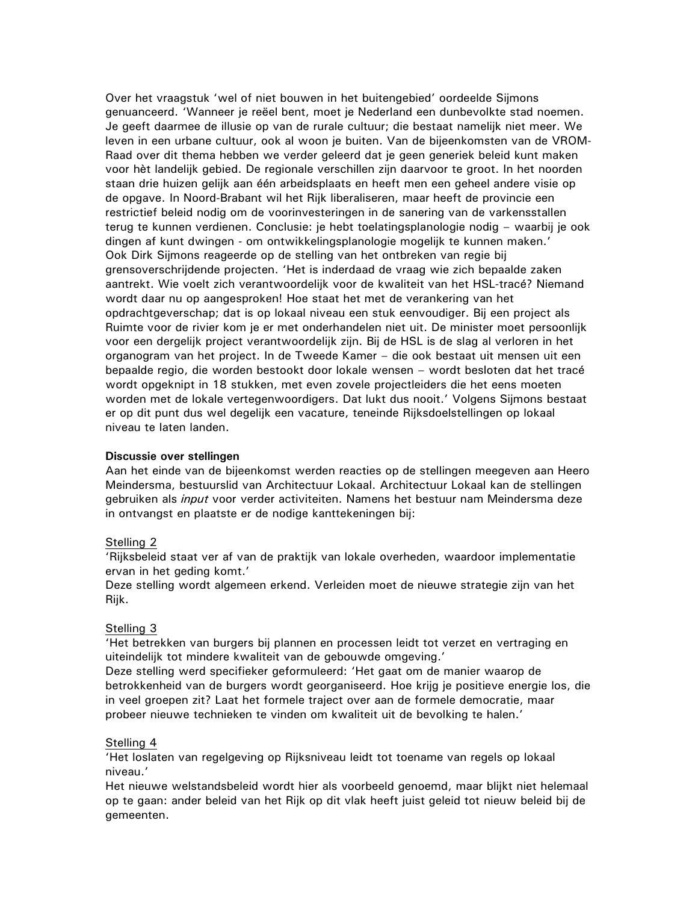Over het vraagstuk 'wel of niet bouwen in het buitengebied' oordeelde Sijmons genuanceerd. 'Wanneer je reëel bent, moet je Nederland een dunbevolkte stad noemen. Je geeft daarmee de illusie op van de rurale cultuur; die bestaat namelijk niet meer. We leven in een urbane cultuur, ook al woon je buiten. Van de bijeenkomsten van de VROM-Raad over dit thema hebben we verder geleerd dat je geen generiek beleid kunt maken voor hèt landelijk gebied. De regionale verschillen zijn daarvoor te groot. In het noorden staan drie huizen gelijk aan één arbeidsplaats en heeft men een geheel andere visie op de opgave. In Noord-Brabant wil het Rijk liberaliseren, maar heeft de provincie een restrictief beleid nodig om de voorinvesteringen in de sanering van de varkensstallen terug te kunnen verdienen. Conclusie: je hebt toelatingsplanologie nodig – waarbij je ook dingen af kunt dwingen - om ontwikkelingsplanologie mogelijk te kunnen maken.'
Ook Dirk Sijmons reageerde op de stelling van het ontbreken van regie bij grensoverschrijdende projecten. 'Het is inderdaad de vraag wie zich bepaalde zaken aantrekt. Wie voelt zich verantwoordelijk voor de kwaliteit van het HSL-tracé? Niemand wordt daar nu op aangesproken! Hoe staat het met de verankering van het opdrachtgeverschap; dat is op lokaal niveau een stuk eenvoudiger. Bij een project als Ruimte voor de rivier kom je er met onderhandelen niet uit. De minister moet persoonlijk voor een dergelijk project verantwoordelijk zijn. Bij de HSL is de slag al verloren in het organogram van het project. In de Tweede Kamer – die ook bestaat uit mensen uit een bepaalde regio, die worden bestookt door lokale wensen – wordt besloten dat het tracé wordt opgeknipt in 18 stukken, met even zovele projectleiders die het eens moeten worden met de lokale vertegenwoordigers. Dat lukt dus nooit.' Volgens Sijmons bestaat er op dit punt dus wel degelijk een vacature, teneinde Rijksdoelstellingen op lokaal niveau te laten landen.

**Discussie over stellingen**
Aan het einde van de bijeenkomst werden reacties op de stellingen meegeven aan Heero Meindersma, bestuurslid van Architectuur Lokaal. Architectuur Lokaal kan de stellingen gebruiken als *input* voor verder activiteiten. Namens het bestuur nam Meindersma deze in ontvangst en plaatste er de nodige kanttekeningen bij:

<u>Stelling 2</u>
'Rijksbeleid staat ver af van de praktijk van lokale overheden, waardoor implementatie ervan in het geding komt.'
Deze stelling wordt algemeen erkend. Verleiden moet de nieuwe strategie zijn van het Rijk.

<u>Stelling 3</u>
'Het betrekken van burgers bij plannen en processen leidt tot verzet en vertraging en uiteindelijk tot mindere kwaliteit van de gebouwde omgeving.'
Deze stelling werd specifieker geformuleerd: 'Het gaat om de manier waarop de betrokkenheid van de burgers wordt georganiseerd. Hoe krijg je positieve energie los, die in veel groepen zit? Laat het formele traject over aan de formele democratie, maar probeer nieuwe technieken te vinden om kwaliteit uit de bevolking te halen.'

<u>Stelling 4</u>
'Het loslaten van regelgeving op Rijksniveau leidt tot toename van regels op lokaal niveau.'
Het nieuwe welstandsbeleid wordt hier als voorbeeld genoemd, maar blijkt niet helemaal op te gaan: ander beleid van het Rijk op dit vlak heeft juist geleid tot nieuw beleid bij de gemeenten.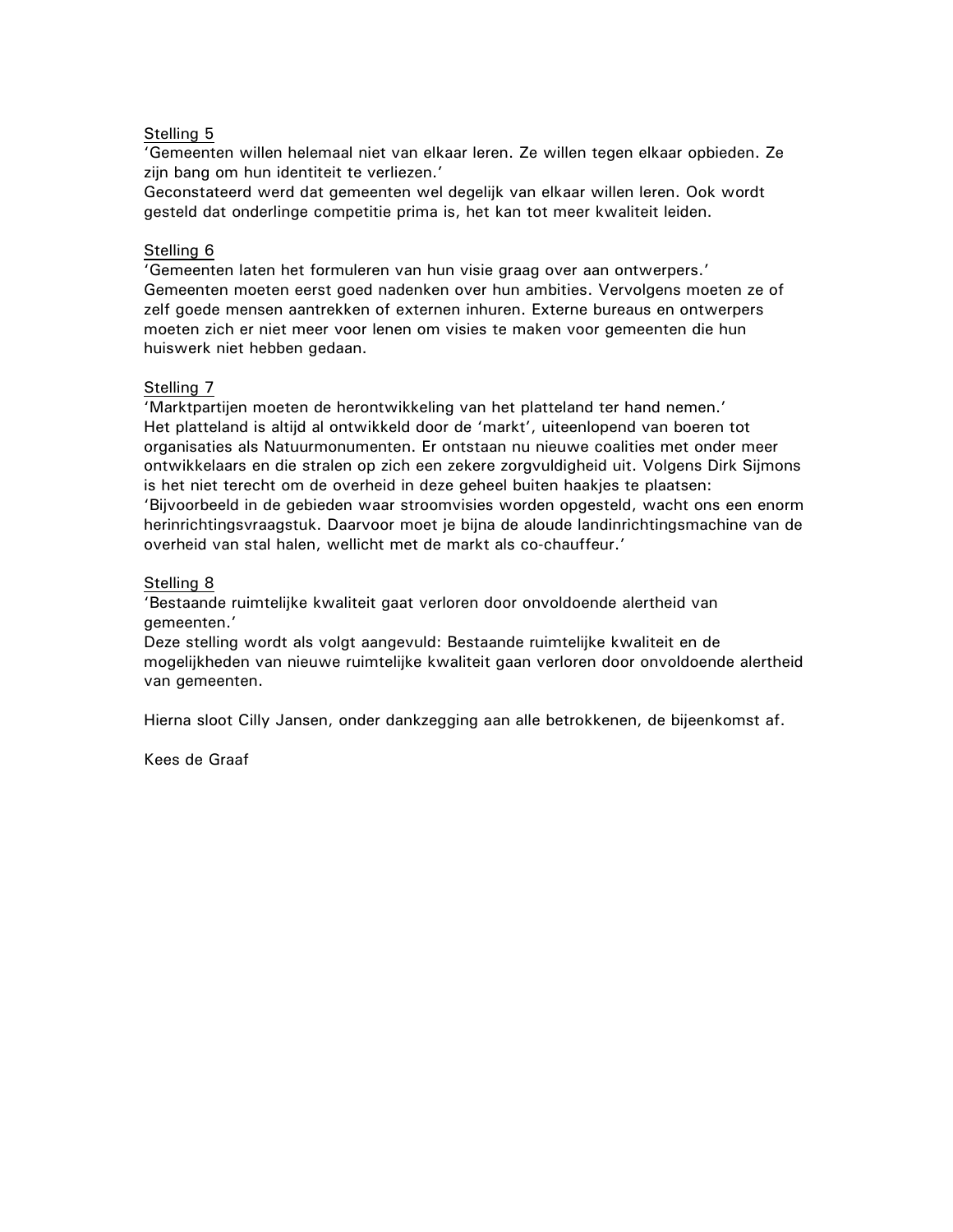Stelling 5

'Gemeenten willen helemaal niet van elkaar leren. Ze willen tegen elkaar opbieden. Ze zijn bang om hun identiteit te verliezen.'

Geconstateerd werd dat gemeenten wel degelijk van elkaar willen leren. Ook wordt gesteld dat onderlinge competitie prima is, het kan tot meer kwaliteit leiden.

Stelling 6

'Gemeenten laten het formuleren van hun visie graag over aan ontwerpers.'

Gemeenten moeten eerst goed nadenken over hun ambities. Vervolgens moeten ze of zelf goede mensen aantrekken of externen inhuren. Externe bureaus en ontwerpers moeten zich er niet meer voor lenen om visies te maken voor gemeenten die hun huiswerk niet hebben gedaan.

Stelling 7

'Marktpartijen moeten de herontwikkeling van het platteland ter hand nemen.'

Het platteland is altijd al ontwikkeld door de 'markt', uiteenlopend van boeren tot organisaties als Natuurmonumenten. Er ontstaan nu nieuwe coalities met onder meer ontwikkelaars en die stralen op zich een zekere zorgvuldigheid uit. Volgens Dirk Sijmons is het niet terecht om de overheid in deze geheel buiten haakjes te plaatsen: 'Bijvoorbeeld in de gebieden waar stroomvisies worden opgesteld, wacht ons een enorm herinrichtingsvraagstuk. Daarvoor moet je bijna de aloude landinrichtingsmachine van de overheid van stal halen, wellicht met de markt als co-chauffeur.'

Stelling 8

'Bestaande ruimtelijke kwaliteit gaat verloren door onvoldoende alertheid van gemeenten.'

Deze stelling wordt als volgt aangevuld: Bestaande ruimtelijke kwaliteit en de mogelijkheden van nieuwe ruimtelijke kwaliteit gaan verloren door onvoldoende alertheid van gemeenten.

Hierna sloot Cilly Jansen, onder dankzegging aan alle betrokkenen, de bijeenkomst af.

Kees de Graaf